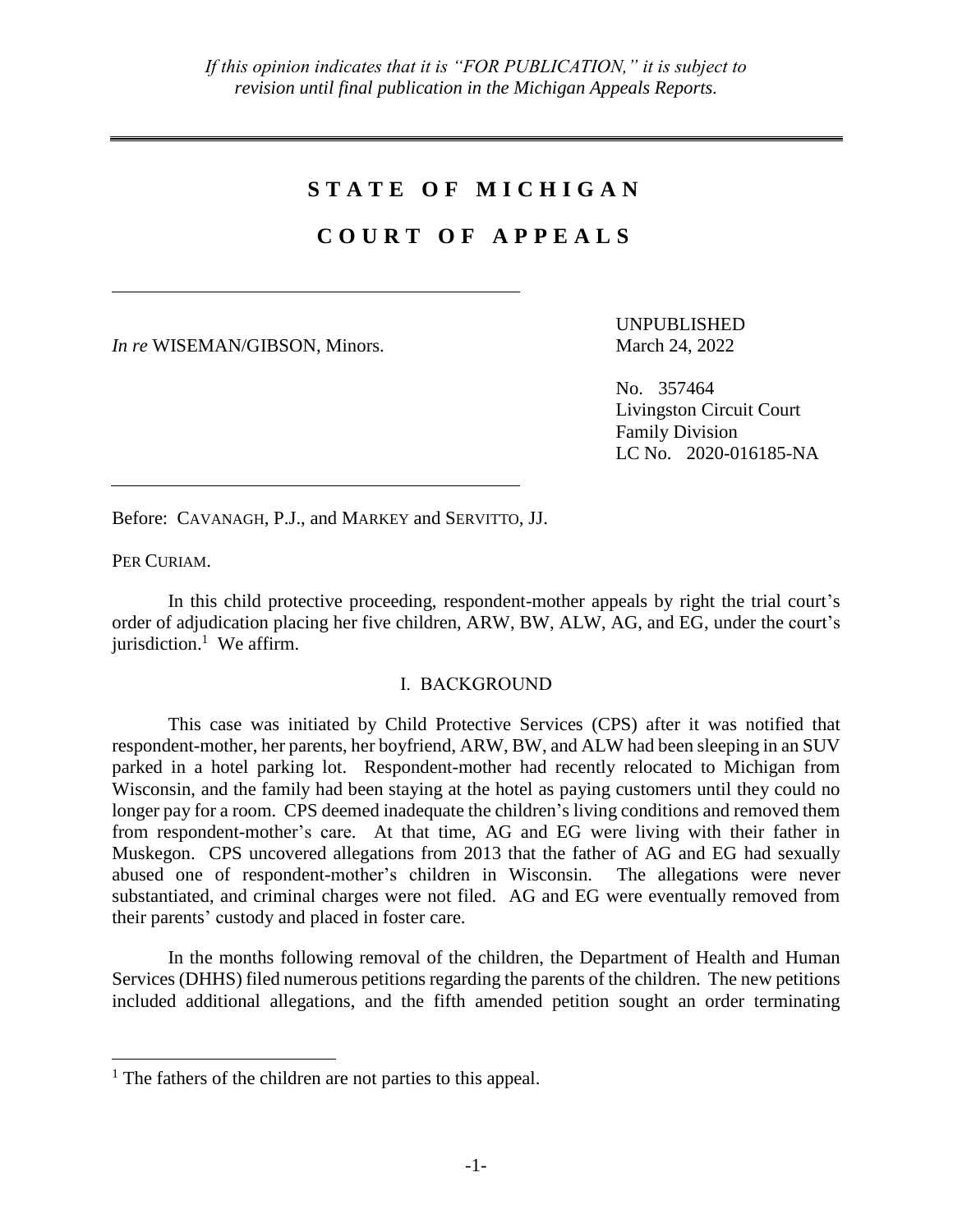*If this opinion indicates that it is "FOR PUBLICATION," it is subject to revision until final publication in the Michigan Appeals Reports.*

# STATE OF MICHIGAN

# COURT OF APPEALS

*In re* WISEMAN/GIBSON, Minors.

UNPUBLISHED
March 24, 2022

No. 357464
Livingston Circuit Court
Family Division
LC No. 2020-016185-NA

Before: CAVANAGH, P.J., and MARKEY and SERVITTO, JJ.

PER CURIAM.

In this child protective proceeding, respondent-mother appeals by right the trial court's order of adjudication placing her five children, ARW, BW, ALW, AG, and EG, under the court's jurisdiction.[1] We affirm.

## I. BACKGROUND

This case was initiated by Child Protective Services (CPS) after it was notified that respondent-mother, her parents, her boyfriend, ARW, BW, and ALW had been sleeping in an SUV parked in a hotel parking lot. Respondent-mother had recently relocated to Michigan from Wisconsin, and the family had been staying at the hotel as paying customers until they could no longer pay for a room. CPS deemed inadequate the children's living conditions and removed them from respondent-mother's care. At that time, AG and EG were living with their father in Muskegon. CPS uncovered allegations from 2013 that the father of AG and EG had sexually abused one of respondent-mother's children in Wisconsin. The allegations were never substantiated, and criminal charges were not filed. AG and EG were eventually removed from their parents' custody and placed in foster care.

In the months following removal of the children, the Department of Health and Human Services (DHHS) filed numerous petitions regarding the parents of the children. The new petitions included additional allegations, and the fifth amended petition sought an order terminating

[1] The fathers of the children are not parties to this appeal.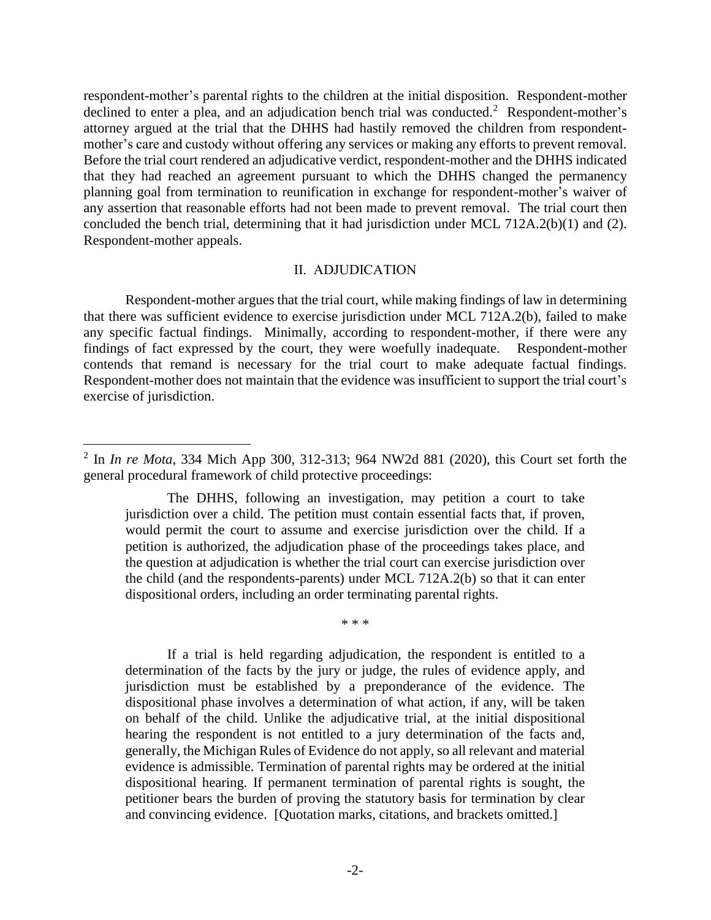respondent-mother's parental rights to the children at the initial disposition. Respondent-mother declined to enter a plea, and an adjudication bench trial was conducted.[2] Respondent-mother's attorney argued at the trial that the DHHS had hastily removed the children from respondent-mother's care and custody without offering any services or making any efforts to prevent removal. Before the trial court rendered an adjudicative verdict, respondent-mother and the DHHS indicated that they had reached an agreement pursuant to which the DHHS changed the permanency planning goal from termination to reunification in exchange for respondent-mother's waiver of any assertion that reasonable efforts had not been made to prevent removal. The trial court then concluded the bench trial, determining that it had jurisdiction under MCL 712A.2(b)(1) and (2). Respondent-mother appeals.

## II. ADJUDICATION

Respondent-mother argues that the trial court, while making findings of law in determining that there was sufficient evidence to exercise jurisdiction under MCL 712A.2(b), failed to make any specific factual findings. Minimally, according to respondent-mother, if there were any findings of fact expressed by the court, they were woefully inadequate. Respondent-mother contends that remand is necessary for the trial court to make adequate factual findings. Respondent-mother does not maintain that the evidence was insufficient to support the trial court's exercise of jurisdiction.

---

[2] In *In re Mota*, 334 Mich App 300, 312-313; 964 NW2d 881 (2020), this Court set forth the general procedural framework of child protective proceedings:

> The DHHS, following an investigation, may petition a court to take jurisdiction over a child. The petition must contain essential facts that, if proven, would permit the court to assume and exercise jurisdiction over the child. If a petition is authorized, the adjudication phase of the proceedings takes place, and the question at adjudication is whether the trial court can exercise jurisdiction over the child (and the respondents-parents) under MCL 712A.2(b) so that it can enter dispositional orders, including an order terminating parental rights.
>
> \* \* \*
>
> If a trial is held regarding adjudication, the respondent is entitled to a determination of the facts by the jury or judge, the rules of evidence apply, and jurisdiction must be established by a preponderance of the evidence. The dispositional phase involves a determination of what action, if any, will be taken on behalf of the child. Unlike the adjudicative trial, at the initial dispositional hearing the respondent is not entitled to a jury determination of the facts and, generally, the Michigan Rules of Evidence do not apply, so all relevant and material evidence is admissible. Termination of parental rights may be ordered at the initial dispositional hearing. If permanent termination of parental rights is sought, the petitioner bears the burden of proving the statutory basis for termination by clear and convincing evidence. [Quotation marks, citations, and brackets omitted.]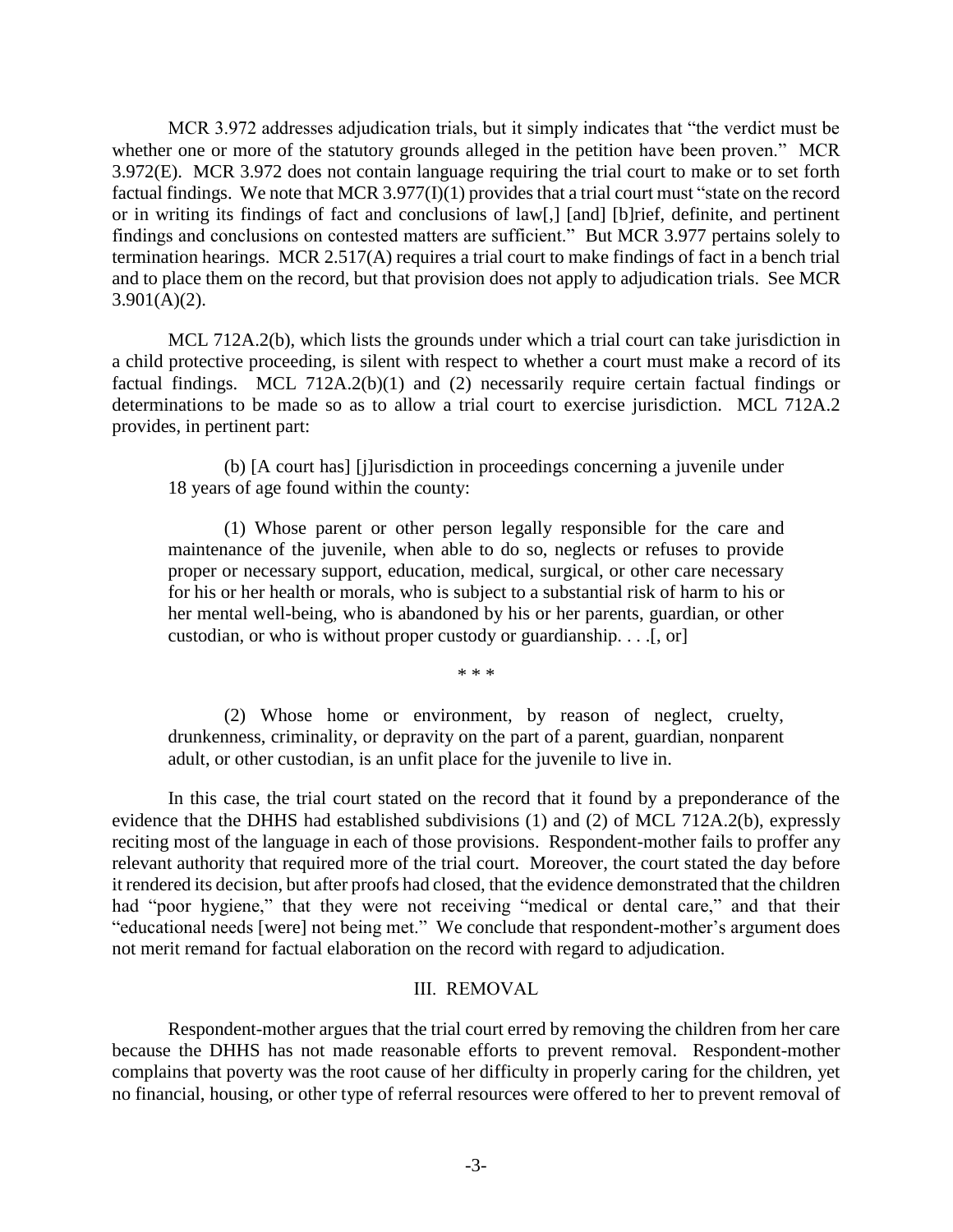MCR 3.972 addresses adjudication trials, but it simply indicates that "the verdict must be whether one or more of the statutory grounds alleged in the petition have been proven." MCR 3.972(E). MCR 3.972 does not contain language requiring the trial court to make or to set forth factual findings. We note that MCR 3.977(I)(1) provides that a trial court must "state on the record or in writing its findings of fact and conclusions of law[,] [and] [b]rief, definite, and pertinent findings and conclusions on contested matters are sufficient." But MCR 3.977 pertains solely to termination hearings. MCR 2.517(A) requires a trial court to make findings of fact in a bench trial and to place them on the record, but that provision does not apply to adjudication trials. See MCR 3.901(A)(2).

MCL 712A.2(b), which lists the grounds under which a trial court can take jurisdiction in a child protective proceeding, is silent with respect to whether a court must make a record of its factual findings. MCL 712A.2(b)(1) and (2) necessarily require certain factual findings or determinations to be made so as to allow a trial court to exercise jurisdiction. MCL 712A.2 provides, in pertinent part:

> (b) [A court has] [j]urisdiction in proceedings concerning a juvenile under 18 years of age found within the county:
>
> (1) Whose parent or other person legally responsible for the care and maintenance of the juvenile, when able to do so, neglects or refuses to provide proper or necessary support, education, medical, surgical, or other care necessary for his or her health or morals, who is subject to a substantial risk of harm to his or her mental well-being, who is abandoned by his or her parents, guardian, or other custodian, or who is without proper custody or guardianship. . . .[, or]
>
> * * *
>
> (2) Whose home or environment, by reason of neglect, cruelty, drunkenness, criminality, or depravity on the part of a parent, guardian, nonparent adult, or other custodian, is an unfit place for the juvenile to live in.

In this case, the trial court stated on the record that it found by a preponderance of the evidence that the DHHS had established subdivisions (1) and (2) of MCL 712A.2(b), expressly reciting most of the language in each of those provisions. Respondent-mother fails to proffer any relevant authority that required more of the trial court. Moreover, the court stated the day before it rendered its decision, but after proofs had closed, that the evidence demonstrated that the children had "poor hygiene," that they were not receiving "medical or dental care," and that their "educational needs [were] not being met." We conclude that respondent-mother's argument does not merit remand for factual elaboration on the record with regard to adjudication.

## III. REMOVAL

Respondent-mother argues that the trial court erred by removing the children from her care because the DHHS has not made reasonable efforts to prevent removal. Respondent-mother complains that poverty was the root cause of her difficulty in properly caring for the children, yet no financial, housing, or other type of referral resources were offered to her to prevent removal of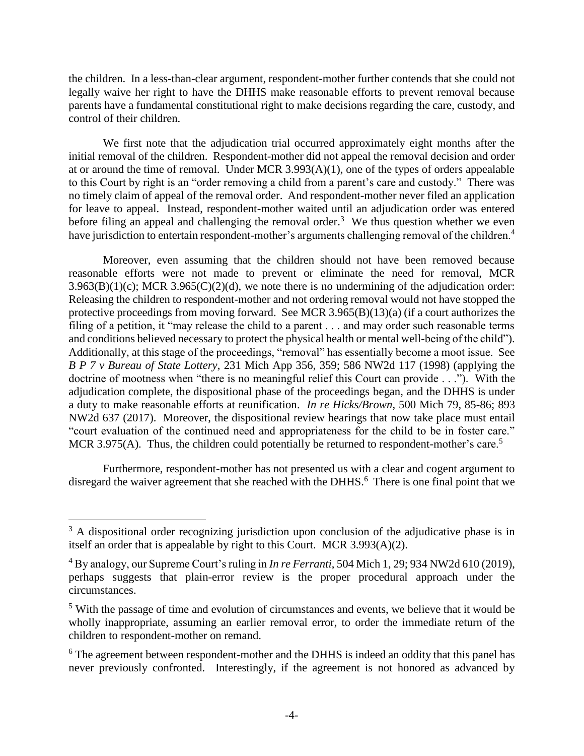the children. In a less-than-clear argument, respondent-mother further contends that she could not legally waive her right to have the DHHS make reasonable efforts to prevent removal because parents have a fundamental constitutional right to make decisions regarding the care, custody, and control of their children.

We first note that the adjudication trial occurred approximately eight months after the initial removal of the children. Respondent-mother did not appeal the removal decision and order at or around the time of removal. Under MCR 3.993(A)(1), one of the types of orders appealable to this Court by right is an "order removing a child from a parent's care and custody." There was no timely claim of appeal of the removal order. And respondent-mother never filed an application for leave to appeal. Instead, respondent-mother waited until an adjudication order was entered before filing an appeal and challenging the removal order.[3] We thus question whether we even have jurisdiction to entertain respondent-mother's arguments challenging removal of the children.[4]

Moreover, even assuming that the children should not have been removed because reasonable efforts were not made to prevent or eliminate the need for removal, MCR 3.963(B)(1)(c); MCR 3.965(C)(2)(d), we note there is no undermining of the adjudication order: Releasing the children to respondent-mother and not ordering removal would not have stopped the protective proceedings from moving forward. See MCR 3.965(B)(13)(a) (if a court authorizes the filing of a petition, it "may release the child to a parent . . . and may order such reasonable terms and conditions believed necessary to protect the physical health or mental well-being of the child"). Additionally, at this stage of the proceedings, "removal" has essentially become a moot issue. See *B P 7 v Bureau of State Lottery*, 231 Mich App 356, 359; 586 NW2d 117 (1998) (applying the doctrine of mootness when "there is no meaningful relief this Court can provide . . ."). With the adjudication complete, the dispositional phase of the proceedings began, and the DHHS is under a duty to make reasonable efforts at reunification. *In re Hicks/Brown*, 500 Mich 79, 85-86; 893 NW2d 637 (2017). Moreover, the dispositional review hearings that now take place must entail "court evaluation of the continued need and appropriateness for the child to be in foster care." MCR 3.975(A). Thus, the children could potentially be returned to respondent-mother's care.[5]

Furthermore, respondent-mother has not presented us with a clear and cogent argument to disregard the waiver agreement that she reached with the DHHS.[6] There is one final point that we

---

[3] A dispositional order recognizing jurisdiction upon conclusion of the adjudicative phase is in itself an order that is appealable by right to this Court. MCR 3.993(A)(2).

[4] By analogy, our Supreme Court's ruling in *In re Ferranti*, 504 Mich 1, 29; 934 NW2d 610 (2019), perhaps suggests that plain-error review is the proper procedural approach under the circumstances.

[5] With the passage of time and evolution of circumstances and events, we believe that it would be wholly inappropriate, assuming an earlier removal error, to order the immediate return of the children to respondent-mother on remand.

[6] The agreement between respondent-mother and the DHHS is indeed an oddity that this panel has never previously confronted. Interestingly, if the agreement is not honored as advanced by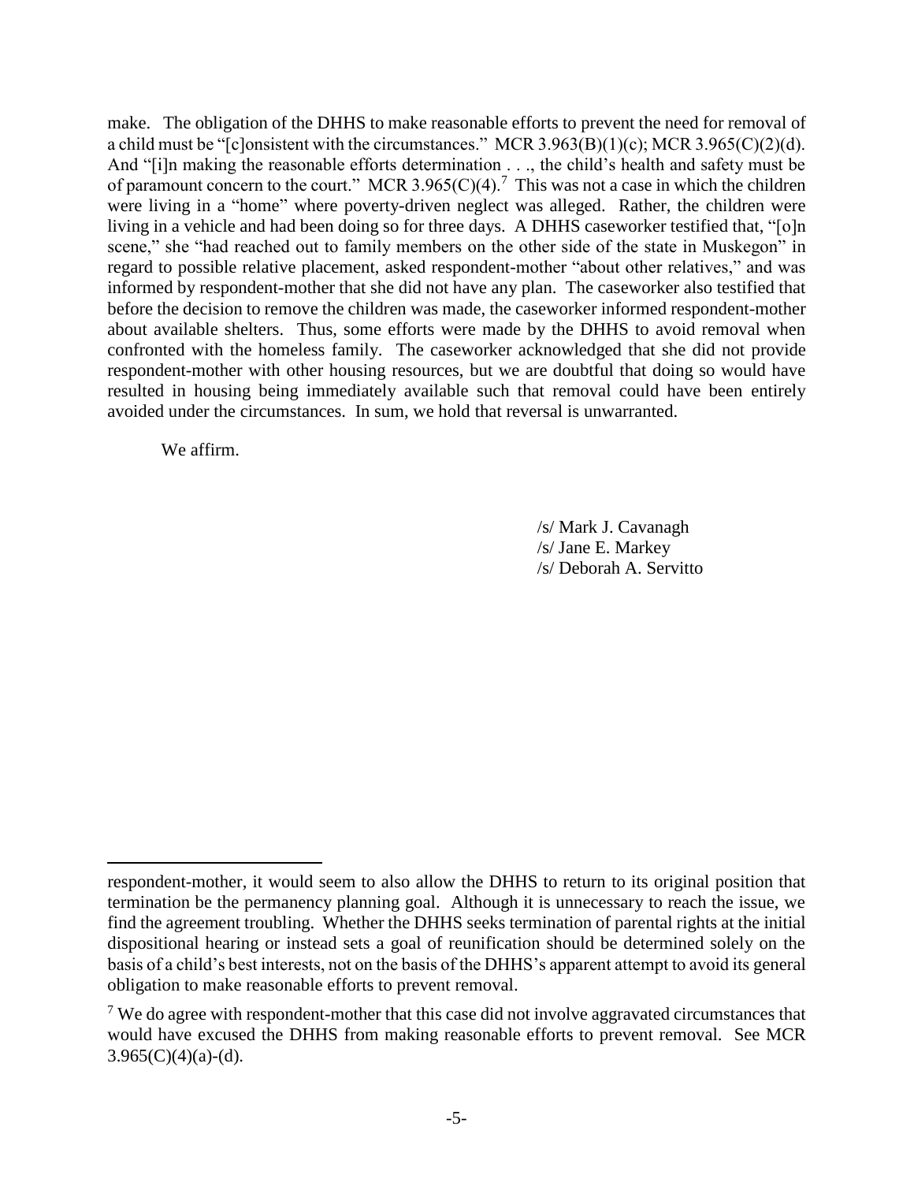make. The obligation of the DHHS to make reasonable efforts to prevent the need for removal of a child must be "[c]onsistent with the circumstances." MCR 3.963(B)(1)(c); MCR 3.965(C)(2)(d). And "[i]n making the reasonable efforts determination . . ., the child's health and safety must be of paramount concern to the court." MCR 3.965(C)(4).[7] This was not a case in which the children were living in a "home" where poverty-driven neglect was alleged. Rather, the children were living in a vehicle and had been doing so for three days. A DHHS caseworker testified that, "[o]n scene," she "had reached out to family members on the other side of the state in Muskegon" in regard to possible relative placement, asked respondent-mother "about other relatives," and was informed by respondent-mother that she did not have any plan. The caseworker also testified that before the decision to remove the children was made, the caseworker informed respondent-mother about available shelters. Thus, some efforts were made by the DHHS to avoid removal when confronted with the homeless family. The caseworker acknowledged that she did not provide respondent-mother with other housing resources, but we are doubtful that doing so would have resulted in housing being immediately available such that removal could have been entirely avoided under the circumstances. In sum, we hold that reversal is unwarranted.

We affirm.

/s/ Mark J. Cavanagh
/s/ Jane E. Markey
/s/ Deborah A. Servitto

---

respondent-mother, it would seem to also allow the DHHS to return to its original position that termination be the permanency planning goal. Although it is unnecessary to reach the issue, we find the agreement troubling. Whether the DHHS seeks termination of parental rights at the initial dispositional hearing or instead sets a goal of reunification should be determined solely on the basis of a child's best interests, not on the basis of the DHHS's apparent attempt to avoid its general obligation to make reasonable efforts to prevent removal.

[7] We do agree with respondent-mother that this case did not involve aggravated circumstances that would have excused the DHHS from making reasonable efforts to prevent removal. See MCR 3.965(C)(4)(a)-(d).